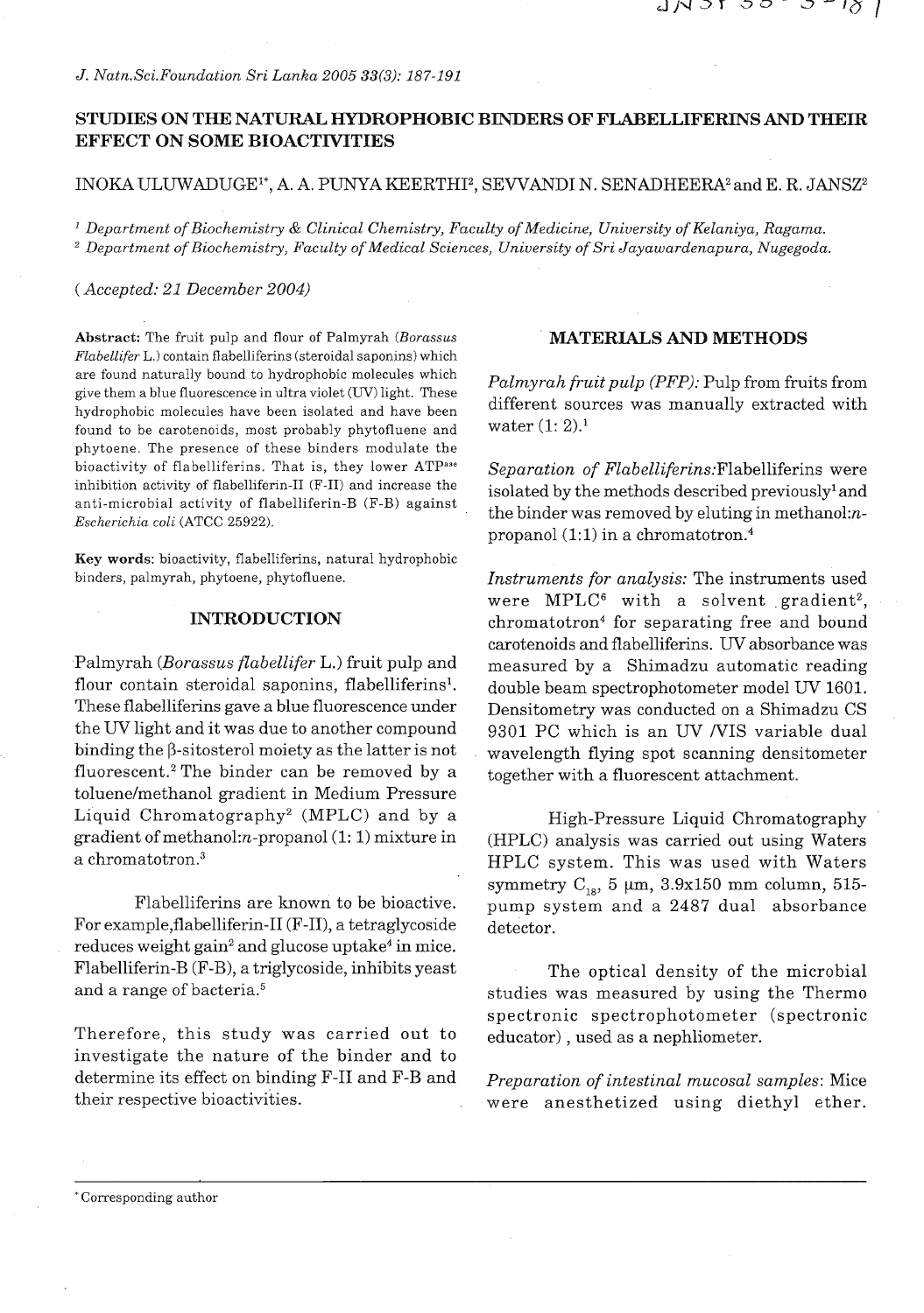# STUDIES ON THE NATURAL HYDROPHOBIC BINDERS OF FLABELLIFERINS AND THEIR EFFECT ON SOME BIOACTIVITIES

INOKA ULUWADUGE[1*], A. A. PUNYA KEERTHI[2], SEVVANDI N. SENADHEERA[2] and E. R. JANSZ[2]

[1] *Department of Biochemistry & Clinical Chemistry, Faculty of Medicine, University of Kelaniya, Ragama.*
[2] *Department of Biochemistry, Faculty of Medical Sciences, University of Sri Jayawardenapura, Nugegoda.*

*(Accepted: 21 December 2004)*

**Abstract:** The fruit pulp and flour of Palmyrah (*Borassus Flabellifer* L.) contain flabelliferins (steroidal saponins) which are found naturally bound to hydrophobic molecules which give them a blue fluorescence in ultra violet (UV) light. These hydrophobic molecules have been isolated and have been found to be carotenoids, most probably phytofluene and phytoene. The presence of these binders modulate the bioactivity of flabelliferins. That is, they lower ATP[ase] inhibition activity of flabelliferin-II (F-II) and increase the anti-microbial activity of flabelliferin-B (F-B) against *Escherichia coli* (ATCC 25922).

**Key words**: bioactivity, flabelliferins, natural hydrophobic binders, palmyrah, phytoene, phytofluene.

## INTRODUCTION

Palmyrah (*Borassus flabellifer* L.) fruit pulp and flour contain steroidal saponins, flabelliferins[1]. These flabelliferins gave a blue fluorescence under the UV light and it was due to another compound binding the β-sitosterol moiety as the latter is not fluorescent.[2] The binder can be removed by a toluene/methanol gradient in Medium Pressure Liquid Chromatography[2] (MPLC) and by a gradient of methanol:*n*-propanol (1: 1) mixture in a chromatotron.[3]

Flabelliferins are known to be bioactive. For example,flabelliferin-II (F-II), a tetraglycoside reduces weight gain[2] and glucose uptake[4] in mice. Flabelliferin-B (F-B), a triglycoside, inhibits yeast and a range of bacteria.[5]

Therefore, this study was carried out to investigate the nature of the binder and to determine its effect on binding F-II and F-B and their respective bioactivities.

## MATERIALS AND METHODS

*Palmyrah fruit pulp (PFP):* Pulp from fruits from different sources was manually extracted with water (1: 2).[1]

*Separation of Flabelliferins:*Flabelliferins were isolated by the methods described previously[1] and the binder was removed by eluting in methanol:*n*-propanol (1:1) in a chromatotron.[4]

*Instruments for analysis:* The instruments used were MPLC[6] with a solvent gradient[2], chromatotron[4] for separating free and bound carotenoids and flabelliferins. UV absorbance was measured by a Shimadzu automatic reading double beam spectrophotometer model UV 1601. Densitometry was conducted on a Shimadzu CS 9301 PC which is an UV /VIS variable dual wavelength flying spot scanning densitometer together with a fluorescent attachment.

High-Pressure Liquid Chromatography (HPLC) analysis was carried out using Waters HPLC system. This was used with Waters symmetry $C_{18}$, 5 μm, 3.9x150 mm column, 515-pump system and a 2487 dual absorbance detector.

The optical density of the microbial studies was measured by using the Thermo spectronic spectrophotometer (spectronic educator), used as a nephliometer.

*Preparation of intestinal mucosal samples*: Mice were anesthetized using diethyl ether.

*Corresponding author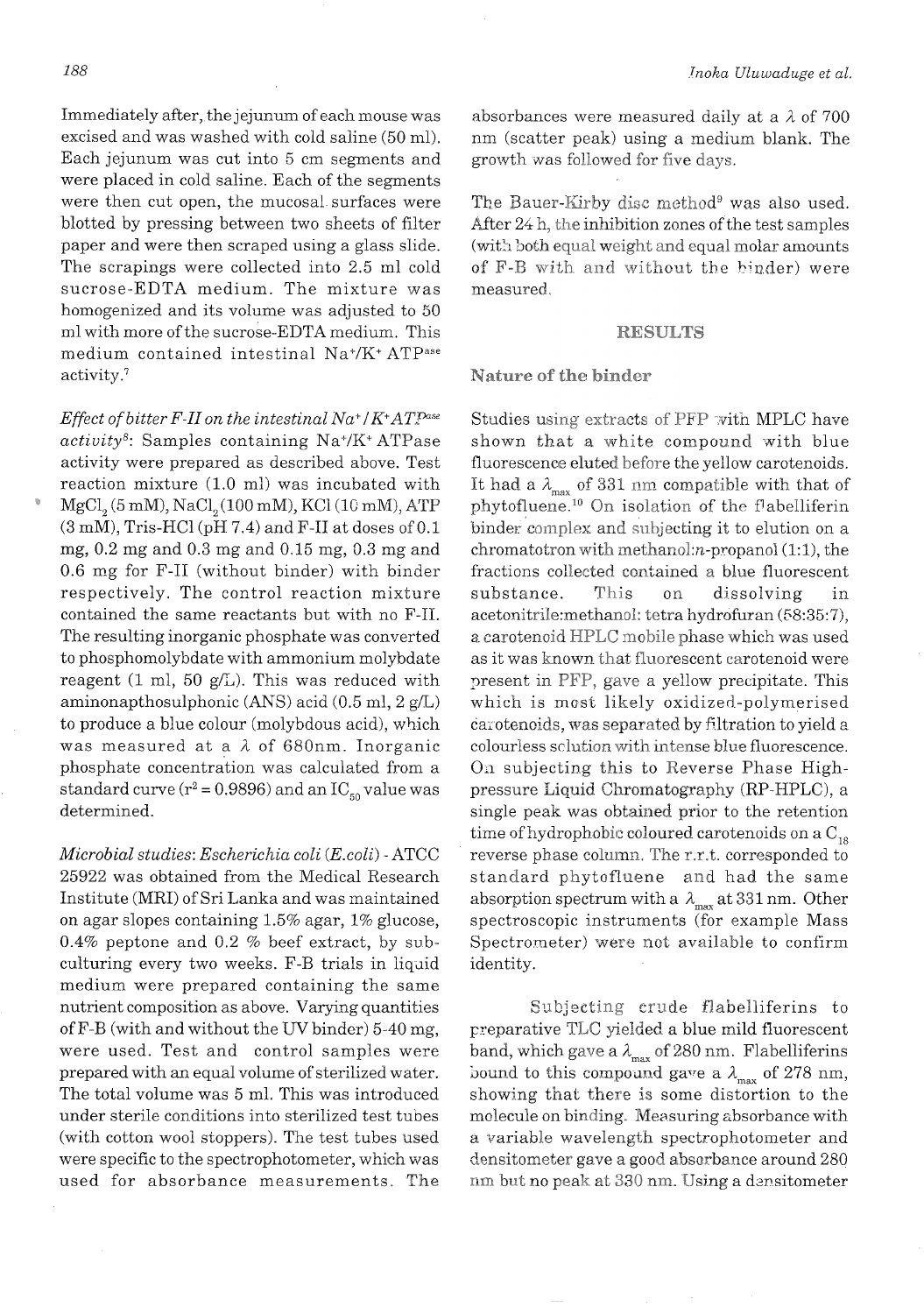Immediately after, the jejunum of each mouse was excised and was washed with cold saline (50 ml). Each jejunum was cut into 5 cm segments and were placed in cold saline. Each of the segments were then cut open, the mucosal surfaces were blotted by pressing between two sheets of filter paper and were then scraped using a glass slide. The scrapings were collected into 2.5 ml cold sucrose-EDTA medium. The mixture was homogenized and its volume was adjusted to 50 ml with more of the sucrose-EDTA medium. This medium contained intestinal $Na^+/K^+$ $ATP^{ase}$ activity.[7]

*Effect of bitter F-II on the intestinal $Na^+/K^+ATP^{ase}$ activity*[8]: Samples containing $Na^+/K^+$ ATPase activity were prepared as described above. Test reaction mixture (1.0 ml) was incubated with $MgCl_2$ (5 mM), $NaCl_2$ (100 mM), KCl (10 mM), ATP (3 mM), Tris-HCl (pH 7.4) and F-II at doses of 0.1 mg, 0.2 mg and 0.3 mg and 0.15 mg, 0.3 mg and 0.6 mg for F-II (without binder) with binder respectively. The control reaction mixture contained the same reactants but with no F-II. The resulting inorganic phosphate was converted to phosphomolybdate with ammonium molybdate reagent (1 ml, 50 g/L). This was reduced with aminonapthosulphonic (ANS) acid (0.5 ml, 2 g/L) to produce a blue colour (molybdous acid), which was measured at a $\lambda$ of 680nm. Inorganic phosphate concentration was calculated from a standard curve ($r^2 = 0.9896$) and an $IC_{50}$ value was determined.

*Microbial studies*: *Escherichia coli* (*E.coli*) - ATCC 25922 was obtained from the Medical Research Institute (MRI) of Sri Lanka and was maintained on agar slopes containing 1.5% agar, 1% glucose, 0.4% peptone and 0.2 % beef extract, by sub-culturing every two weeks. F-B trials in liquid medium were prepared containing the same nutrient composition as above. Varying quantities of F-B (with and without the UV binder) 5-40 mg, were used. Test and control samples were prepared with an equal volume of sterilized water. The total volume was 5 ml. This was introduced under sterile conditions into sterilized test tubes (with cotton wool stoppers). The test tubes used were specific to the spectrophotometer, which was used for absorbance measurements. The absorbances were measured daily at a $\lambda$ of 700 nm (scatter peak) using a medium blank. The growth was followed for five days.

The Bauer-Kirby disc method[9] was also used. After 24 h, the inhibition zones of the test samples (with both equal weight and equal molar amounts of F-B with and without the binder) were measured.

## RESULTS

### Nature of the binder

Studies using extracts of PFP with MPLC have shown that a white compound with blue fluorescence eluted before the yellow carotenoids. It had a $\lambda_{max}$ of 331 nm compatible with that of phytofluene.[10] On isolation of the flabelliferin binder complex and subjecting it to elution on a chromatotron with methanol:*n*-propanol (1:1), the fractions collected contained a blue fluorescent substance. This on dissolving in acetonitrile:methanol: tetra hydrofuran (58:35:7), a carotenoid HPLC mobile phase which was used as it was known that fluorescent carotenoid were present in PFP, gave a yellow precipitate. This which is most likely oxidized-polymerised carotenoids, was separated by filtration to yield a colourless solution with intense blue fluorescence. On subjecting this to Reverse Phase High-pressure Liquid Chromatography (RP-HPLC), a single peak was obtained prior to the retention time of hydrophobic coloured carotenoids on a $C_{18}$ reverse phase column. The r.r.t. corresponded to standard phytofluene and had the same absorption spectrum with a $\lambda_{max}$ at 331 nm. Other spectroscopic instruments (for example Mass Spectrometer) were not available to confirm identity.

Subjecting crude flabelliferins to preparative TLC yielded a blue mild fluorescent band, which gave a $\lambda_{max}$ of 280 nm. Flabelliferins bound to this compound gave a $\lambda_{max}$ of 278 nm, showing that there is some distortion to the molecule on binding. Measuring absorbance with a variable wavelength spectrophotometer and densitometer gave a good absorbance around 280 nm but no peak at 330 nm. Using a densitometer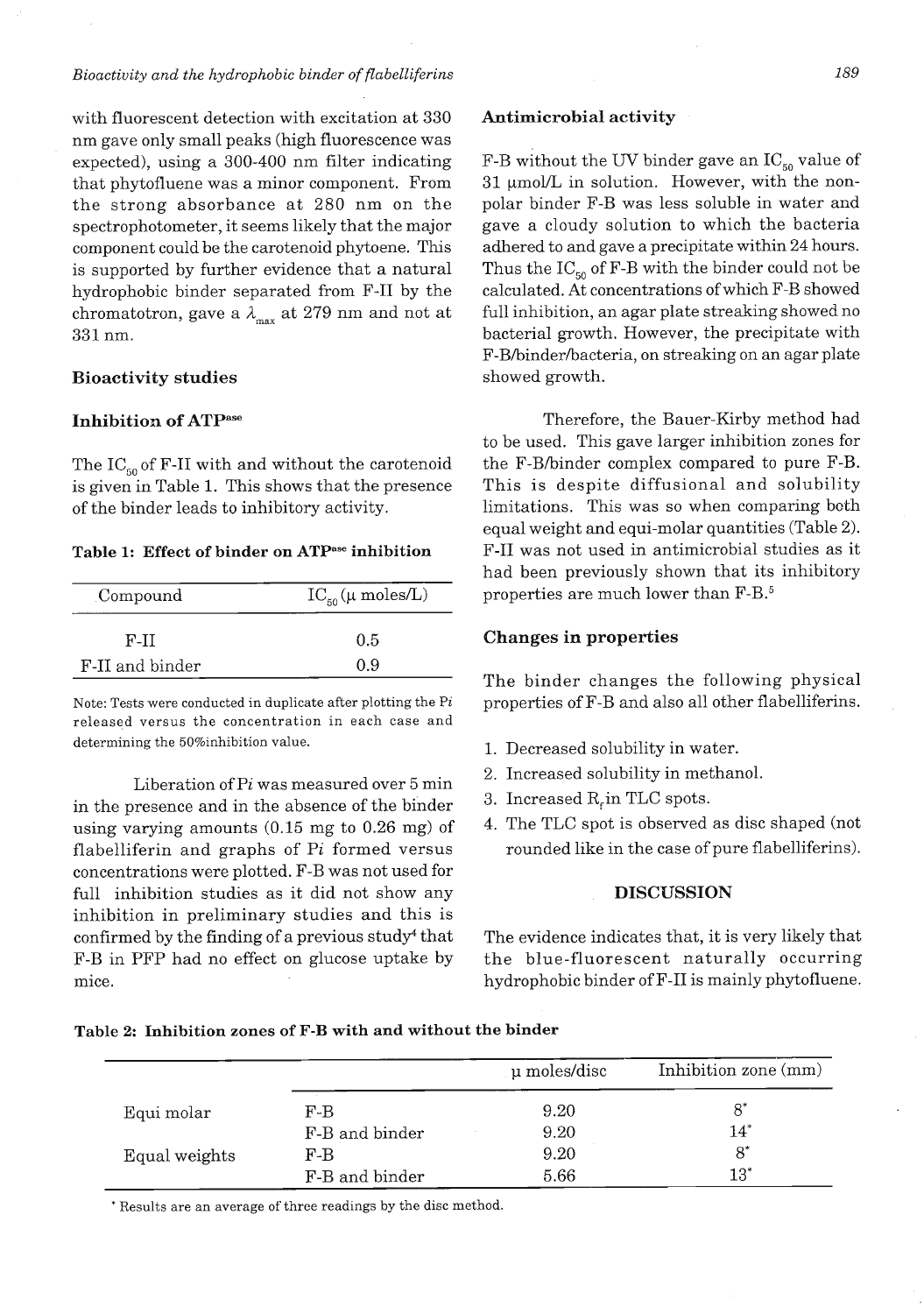with fluorescent detection with excitation at 330 nm gave only small peaks (high fluorescence was expected), using a 300-400 nm filter indicating that phytofluene was a minor component. From the strong absorbance at 280 nm on the spectrophotometer, it seems likely that the major component could be the carotenoid phytoene. This is supported by further evidence that a natural hydrophobic binder separated from F-II by the chromatotron, gave a $\lambda_{max}$ at 279 nm and not at 331 nm.

## Bioactivity studies

### Inhibition of ATP$^{ase}$

The $IC_{50}$ of F-II with and without the carotenoid is given in Table 1. This shows that the presence of the binder leads to inhibitory activity.

**Table 1: Effect of binder on ATP$^{ase}$ inhibition**

| Compound | $IC_{50}$ ($\mu$ moles/L) |
|---|---|
| F-II | 0.5 |
| F-II and binder | 0.9 |

Note: Tests were conducted in duplicate after plotting the *Pi* released versus the concentration in each case and determining the 50%inhibition value.

Liberation of *Pi* was measured over 5 min in the presence and in the absence of the binder using varying amounts (0.15 mg to 0.26 mg) of flabelliferin and graphs of *Pi* formed versus concentrations were plotted. F-B was not used for full inhibition studies as it did not show any inhibition in preliminary studies and this is confirmed by the finding of a previous study[4] that F-B in PFP had no effect on glucose uptake by mice.

### Antimicrobial activity

F-B without the UV binder gave an $IC_{50}$ value of 31 µmol/L in solution. However, with the non-polar binder F-B was less soluble in water and gave a cloudy solution to which the bacteria adhered to and gave a precipitate within 24 hours. Thus the $IC_{50}$ of F-B with the binder could not be calculated. At concentrations of which F-B showed full inhibition, an agar plate streaking showed no bacterial growth. However, the precipitate with F-B/binder/bacteria, on streaking on an agar plate showed growth.

Therefore, the Bauer-Kirby method had to be used. This gave larger inhibition zones for the F-B/binder complex compared to pure F-B. This is despite diffusional and solubility limitations. This was so when comparing both equal weight and equi-molar quantities (Table 2). F-II was not used in antimicrobial studies as it had been previously shown that its inhibitory properties are much lower than F-B.[5]

### Changes in properties

The binder changes the following physical properties of F-B and also all other flabelliferins.

1. Decreased solubility in water.
2. Increased solubility in methanol.
3. Increased $R_f$ in TLC spots.
4. The TLC spot is observed as disc shaped (not rounded like in the case of pure flabelliferins).

## DISCUSSION

The evidence indicates that, it is very likely that the blue-fluorescent naturally occurring hydrophobic binder of F-II is mainly phytofluene.

**Table 2: Inhibition zones of F-B with and without the binder**

| | | µ moles/disc | Inhibition zone (mm) |
|---|---|---|---|
| Equi molar | F-B | 9.20 | 8* |
| | F-B and binder | 9.20 | 14* |
| Equal weights | F-B | 9.20 | 8* |
| | F-B and binder | 5.66 | 13* |

* Results are an average of three readings by the disc method.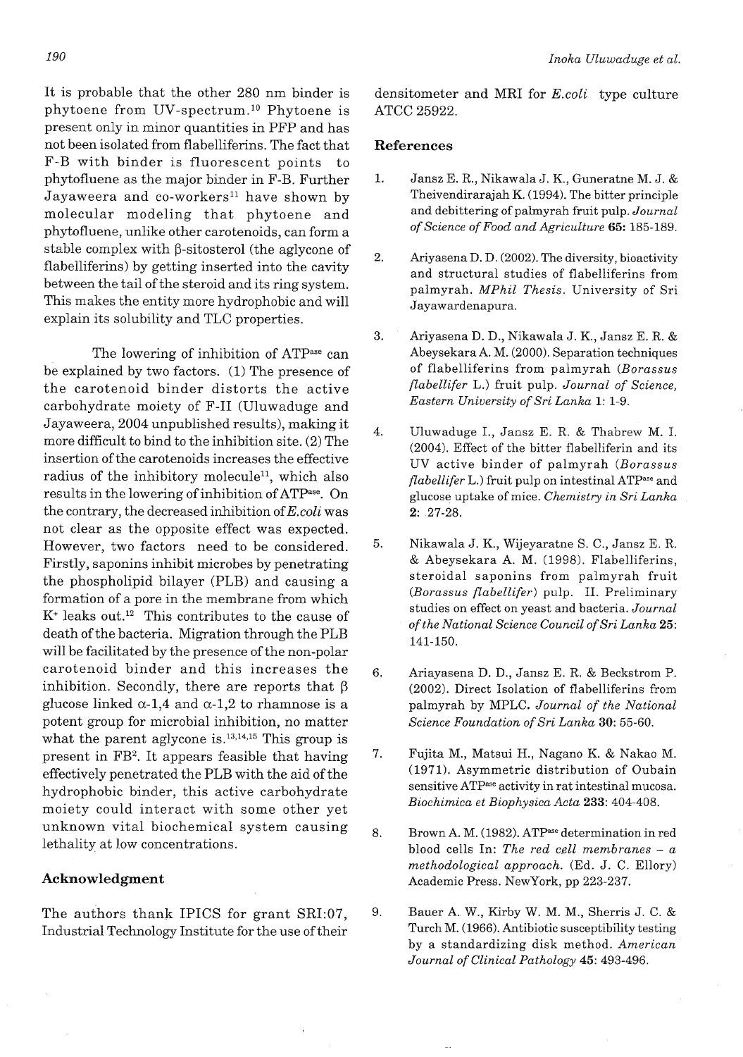It is probable that the other 280 nm binder is phytoene from UV-spectrum.[10] Phytoene is present only in minor quantities in PFP and has not been isolated from flabelliferins. The fact that F-B with binder is fluorescent points to phytofluene as the major binder in F-B. Further Jayaweera and co-workers[11] have shown by molecular modeling that phytoene and phytofluene, unlike other carotenoids, can form a stable complex with β-sitosterol (the aglycone of flabelliferins) by getting inserted into the cavity between the tail of the steroid and its ring system. This makes the entity more hydrophobic and will explain its solubility and TLC properties.

The lowering of inhibition of ATP$^{ase}$ can be explained by two factors. (1) The presence of the carotenoid binder distorts the active carbohydrate moiety of F-II (Uluwaduge and Jayaweera, 2004 unpublished results), making it more difficult to bind to the inhibition site. (2) The insertion of the carotenoids increases the effective radius of the inhibitory molecule[11], which also results in the lowering of inhibition of ATP$^{ase}$. On the contrary, the decreased inhibition of *E.coli* was not clear as the opposite effect was expected. However, two factors need to be considered. Firstly, saponins inhibit microbes by penetrating the phospholipid bilayer (PLB) and causing a formation of a pore in the membrane from which $K^+$ leaks out.[12] This contributes to the cause of death of the bacteria. Migration through the PLB will be facilitated by the presence of the non-polar carotenoid binder and this increases the inhibition. Secondly, there are reports that β glucose linked α-1,4 and α-1,2 to rhamnose is a potent group for microbial inhibition, no matter what the parent aglycone is.[13,14,15] This group is present in FB[2]. It appears feasible that having effectively penetrated the PLB with the aid of the hydrophobic binder, this active carbohydrate moiety could interact with some other yet unknown vital biochemical system causing lethality at low concentrations.

## Acknowledgment

The authors thank IPICS for grant SRI:07, Industrial Technology Institute for the use of their densitometer and MRI for *E.coli* type culture ATCC 25922.

## References

1. Jansz E. R., Nikawala J. K., Guneratne M. J. & Theivendirarajah K. (1994). The bitter principle and debittering of palmyrah fruit pulp. *Journal of Science of Food and Agriculture* **65:** 185-189.

2. Ariyasena D. D. (2002). The diversity, bioactivity and structural studies of flabelliferins from palmyrah. *MPhil Thesis.* University of Sri Jayawardenapura.

3. Ariyasena D. D., Nikawala J. K., Jansz E. R. & Abeysekara A. M. (2000). Separation techniques of flabelliferins from palmyrah (*Borassus flabellifer* L.) fruit pulp. *Journal of Science, Eastern University of Sri Lanka* **1:** 1-9.

4. Uluwaduge I., Jansz E. R. & Thabrew M. I. (2004). Effect of the bitter flabelliferin and its UV active binder of palmyrah (*Borassus flabellifer* L.) fruit pulp on intestinal ATP$^{ase}$ and glucose uptake of mice. *Chemistry in Sri Lanka* **2:** 27-28.

5. Nikawala J. K., Wijeyaratne S. C., Jansz E. R. & Abeysekara A. M. (1998). Flabelliferins, steroidal saponins from palmyrah fruit (*Borassus flabellifer*) pulp. II. Preliminary studies on effect on yeast and bacteria. *Journal of the National Science Council of Sri Lanka* **25:** 141-150.

6. Ariayasena D. D., Jansz E. R. & Beckstrom P. (2002). Direct Isolation of flabelliferins from palmyrah by MPLC. *Journal of the National Science Foundation of Sri Lanka* **30:** 55-60.

7. Fujita M., Matsui H., Nagano K. & Nakao M. (1971). Asymmetric distribution of Oubain sensitive ATP$^{ase}$ activity in rat intestinal mucosa. *Biochimica et Biophysica Acta* **233:** 404-408.

8. Brown A. M. (1982). ATP$^{ase}$ determination in red blood cells In: *The red cell membranes – a methodological approach.* (Ed. J. C. Ellory) Academic Press. NewYork, pp 223-237.

9. Bauer A. W., Kirby W. M. M., Sherris J. C. & Turch M. (1966). Antibiotic susceptibility testing by a standardizing disk method. *American Journal of Clinical Pathology* **45:** 493-496.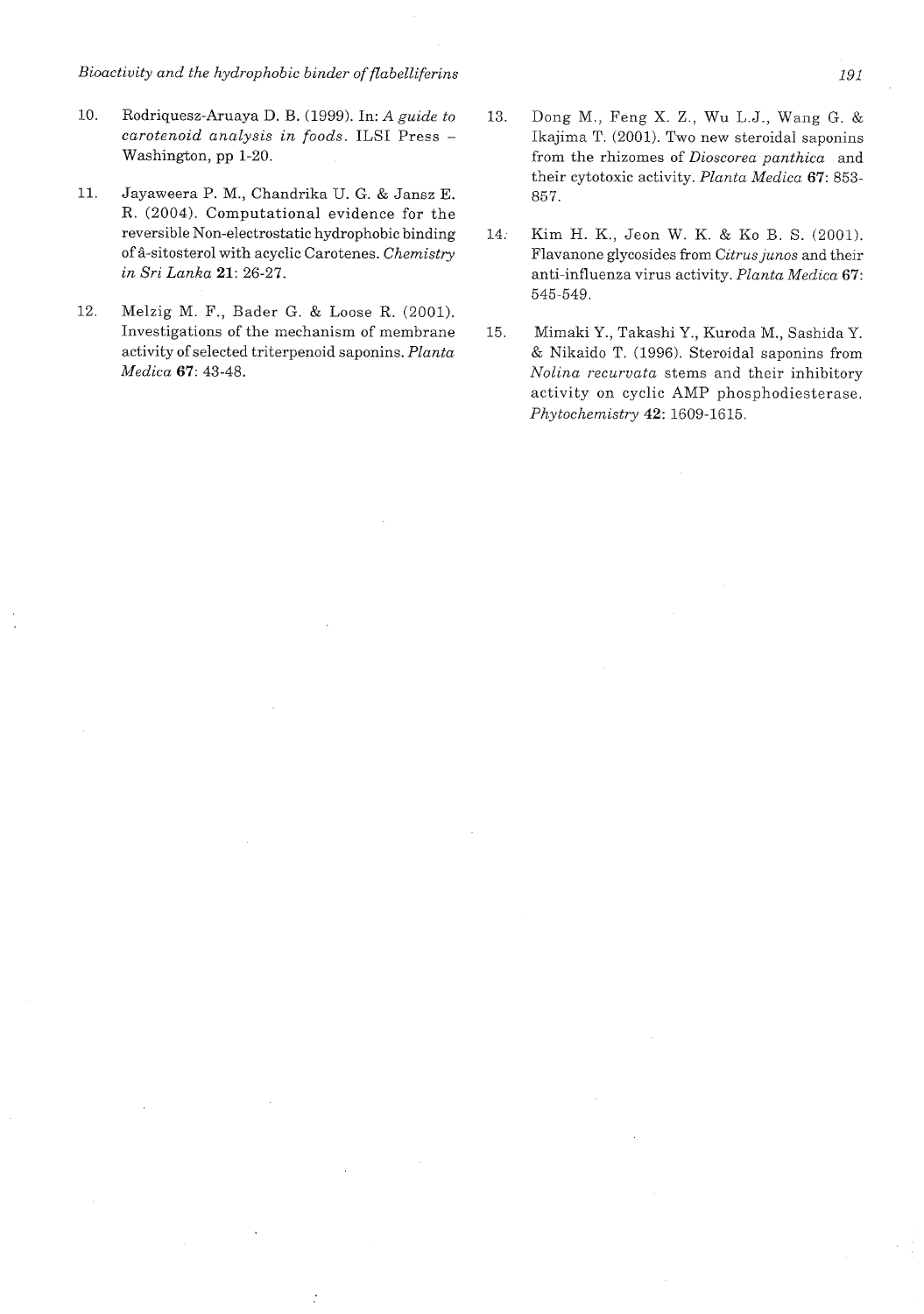10. Rodriquesz-Aruaya D. B. (1999). In: *A guide to carotenoid analysis in foods*. ILSI Press – Washington, pp 1-20.

11. Jayaweera P. M., Chandrika U. G. & Jansz E. R. (2004). Computational evidence for the reversible Non-electrostatic hydrophobic binding of â-sitosterol with acyclic Carotenes. *Chemistry in Sri Lanka* **21**: 26-27.

12. Melzig M. F., Bader G. & Loose R. (2001). Investigations of the mechanism of membrane activity of selected triterpenoid saponins. *Planta Medica* **67**: 43-48.

13. Dong M., Feng X. Z., Wu L.J., Wang G. & Ikajima T. (2001). Two new steroidal saponins from the rhizomes of *Dioscorea panthica* and their cytotoxic activity. *Planta Medica* **67**: 853-857.

14. Kim H. K., Jeon W. K. & Ko B. S. (2001). Flavanone glycosides from *Citrus junos* and their anti-influenza virus activity. *Planta Medica* **67**: 545-549.

15. Mimaki Y., Takashi Y., Kuroda M., Sashida Y. & Nikaido T. (1996). Steroidal saponins from *Nolina recurvata* stems and their inhibitory activity on cyclic AMP phosphodiesterase. *Phytochemistry* **42**: 1609-1615.